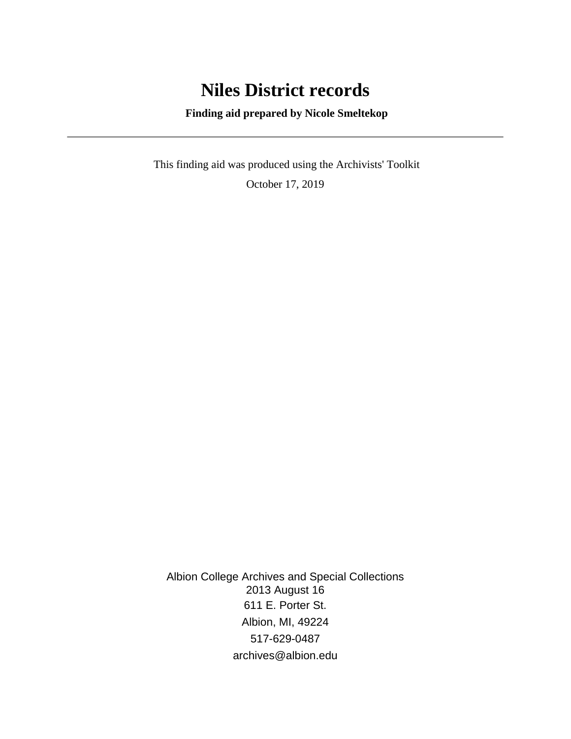# Niles District records

**Finding aid prepared by Nicole Smeltekop**

---

This finding aid was produced using the Archivists' Toolkit

October 17, 2019

Albion College Archives and Special Collections
2013 August 16
611 E. Porter St.
Albion, MI, 49224
517-629-0487
archives@albion.edu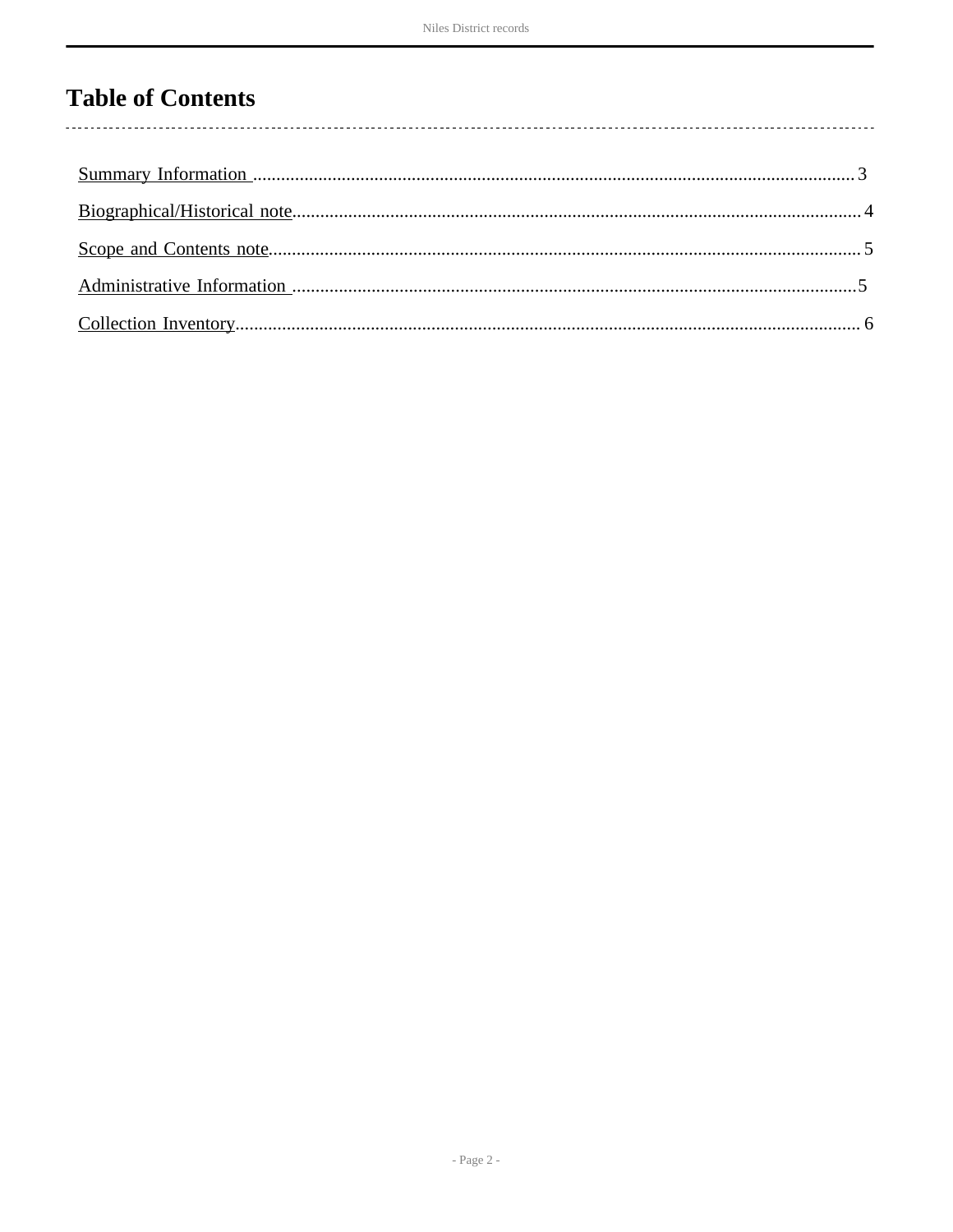# Table of Contents

Summary Information ..................................................................................................................... 3

Biographical/Historical note............................................................................................................ 4

Scope and Contents note................................................................................................................. 5

Administrative Information ........................................................................................................... 5

Collection Inventory......................................................................................................................... 6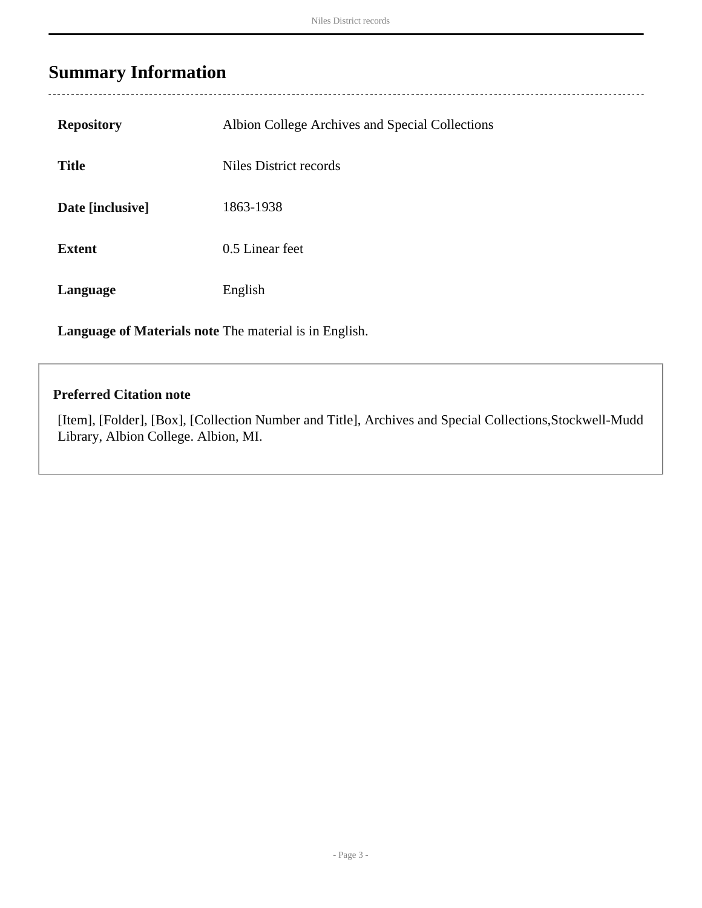## Summary Information

| | |
|---|---|
| **Repository** | Albion College Archives and Special Collections |
| **Title** | Niles District records |
| **Date [inclusive]** | 1863-1938 |
| **Extent** | 0.5 Linear feet |
| **Language** | English |
| **Language of Materials note** | The material is in English. |

**Preferred Citation note**

[Item], [Folder], [Box], [Collection Number and Title], Archives and Special Collections,Stockwell-Mudd Library, Albion College. Albion, MI.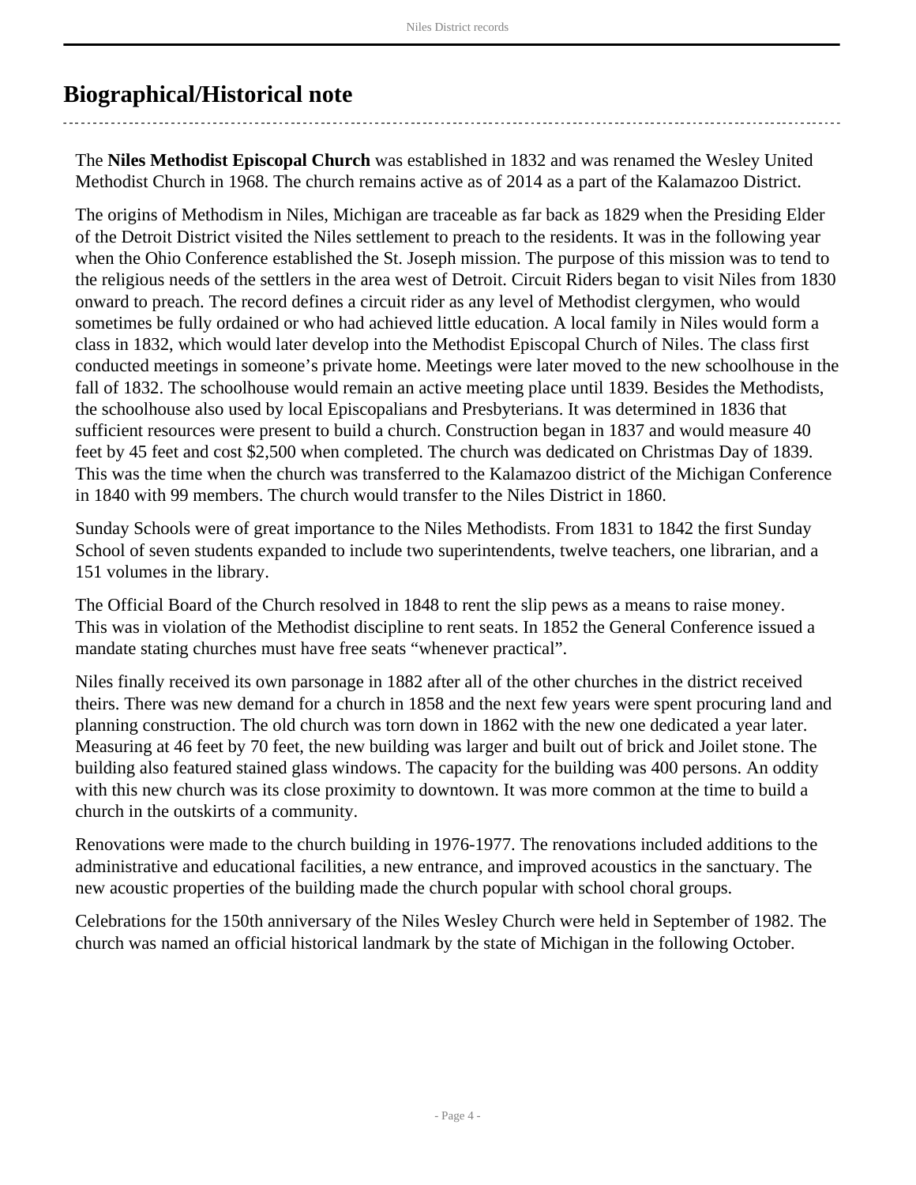## Biographical/Historical note

The **Niles Methodist Episcopal Church** was established in 1832 and was renamed the Wesley United Methodist Church in 1968. The church remains active as of 2014 as a part of the Kalamazoo District.

The origins of Methodism in Niles, Michigan are traceable as far back as 1829 when the Presiding Elder of the Detroit District visited the Niles settlement to preach to the residents. It was in the following year when the Ohio Conference established the St. Joseph mission. The purpose of this mission was to tend to the religious needs of the settlers in the area west of Detroit. Circuit Riders began to visit Niles from 1830 onward to preach. The record defines a circuit rider as any level of Methodist clergymen, who would sometimes be fully ordained or who had achieved little education. A local family in Niles would form a class in 1832, which would later develop into the Methodist Episcopal Church of Niles. The class first conducted meetings in someone's private home. Meetings were later moved to the new schoolhouse in the fall of 1832. The schoolhouse would remain an active meeting place until 1839. Besides the Methodists, the schoolhouse also used by local Episcopalians and Presbyterians. It was determined in 1836 that sufficient resources were present to build a church. Construction began in 1837 and would measure 40 feet by 45 feet and cost $2,500 when completed. The church was dedicated on Christmas Day of 1839. This was the time when the church was transferred to the Kalamazoo district of the Michigan Conference in 1840 with 99 members. The church would transfer to the Niles District in 1860.

Sunday Schools were of great importance to the Niles Methodists. From 1831 to 1842 the first Sunday School of seven students expanded to include two superintendents, twelve teachers, one librarian, and a 151 volumes in the library.

The Official Board of the Church resolved in 1848 to rent the slip pews as a means to raise money. This was in violation of the Methodist discipline to rent seats. In 1852 the General Conference issued a mandate stating churches must have free seats "whenever practical".

Niles finally received its own parsonage in 1882 after all of the other churches in the district received theirs. There was new demand for a church in 1858 and the next few years were spent procuring land and planning construction. The old church was torn down in 1862 with the new one dedicated a year later. Measuring at 46 feet by 70 feet, the new building was larger and built out of brick and Joilet stone. The building also featured stained glass windows. The capacity for the building was 400 persons. An oddity with this new church was its close proximity to downtown. It was more common at the time to build a church in the outskirts of a community.

Renovations were made to the church building in 1976-1977. The renovations included additions to the administrative and educational facilities, a new entrance, and improved acoustics in the sanctuary. The new acoustic properties of the building made the church popular with school choral groups.

Celebrations for the 150th anniversary of the Niles Wesley Church were held in September of 1982. The church was named an official historical landmark by the state of Michigan in the following October.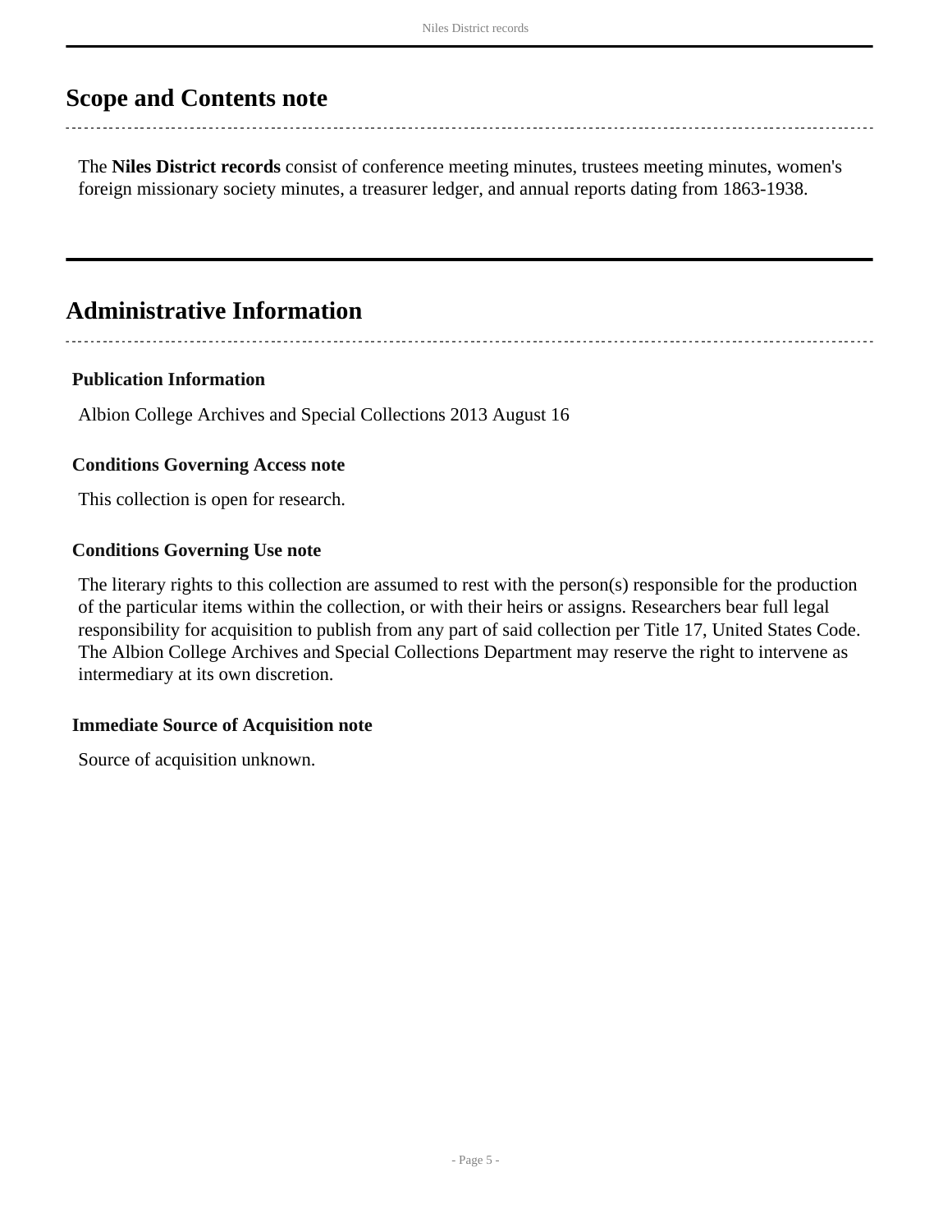## Scope and Contents note

The **Niles District records** consist of conference meeting minutes, trustees meeting minutes, women's foreign missionary society minutes, a treasurer ledger, and annual reports dating from 1863-1938.

## Administrative Information

### Publication Information

Albion College Archives and Special Collections 2013 August 16

### Conditions Governing Access note

This collection is open for research.

### Conditions Governing Use note

The literary rights to this collection are assumed to rest with the person(s) responsible for the production of the particular items within the collection, or with their heirs or assigns. Researchers bear full legal responsibility for acquisition to publish from any part of said collection per Title 17, United States Code. The Albion College Archives and Special Collections Department may reserve the right to intervene as intermediary at its own discretion.

### Immediate Source of Acquisition note

Source of acquisition unknown.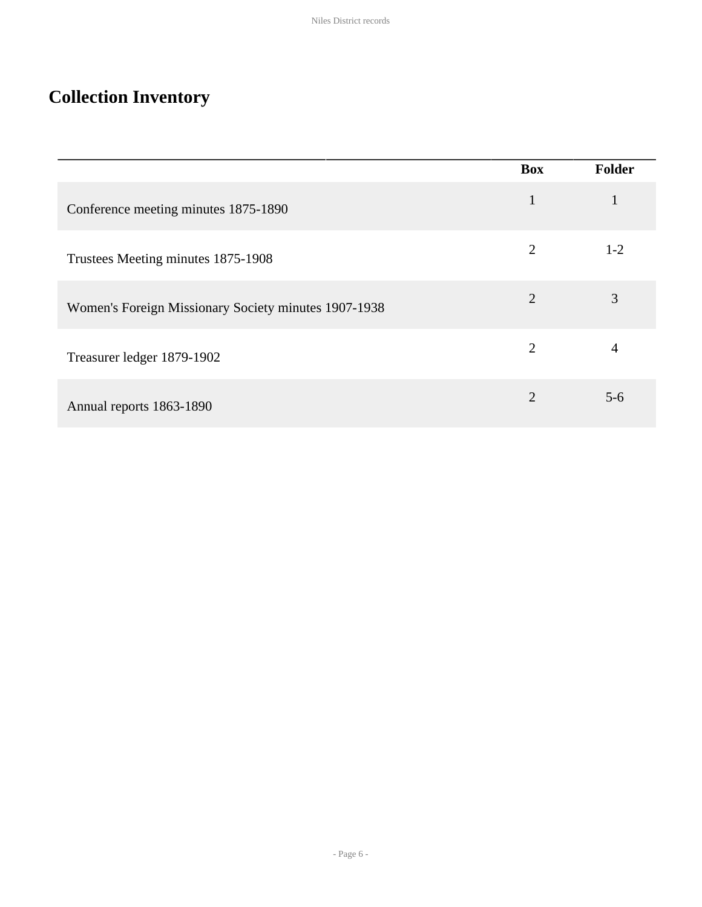## Collection Inventory

| | Box | Folder |
|---|---|---|
| Conference meeting minutes 1875-1890 | 1 | 1 |
| Trustees Meeting minutes 1875-1908 | 2 | 1-2 |
| Women's Foreign Missionary Society minutes 1907-1938 | 2 | 3 |
| Treasurer ledger 1879-1902 | 2 | 4 |
| Annual reports 1863-1890 | 2 | 5-6 |